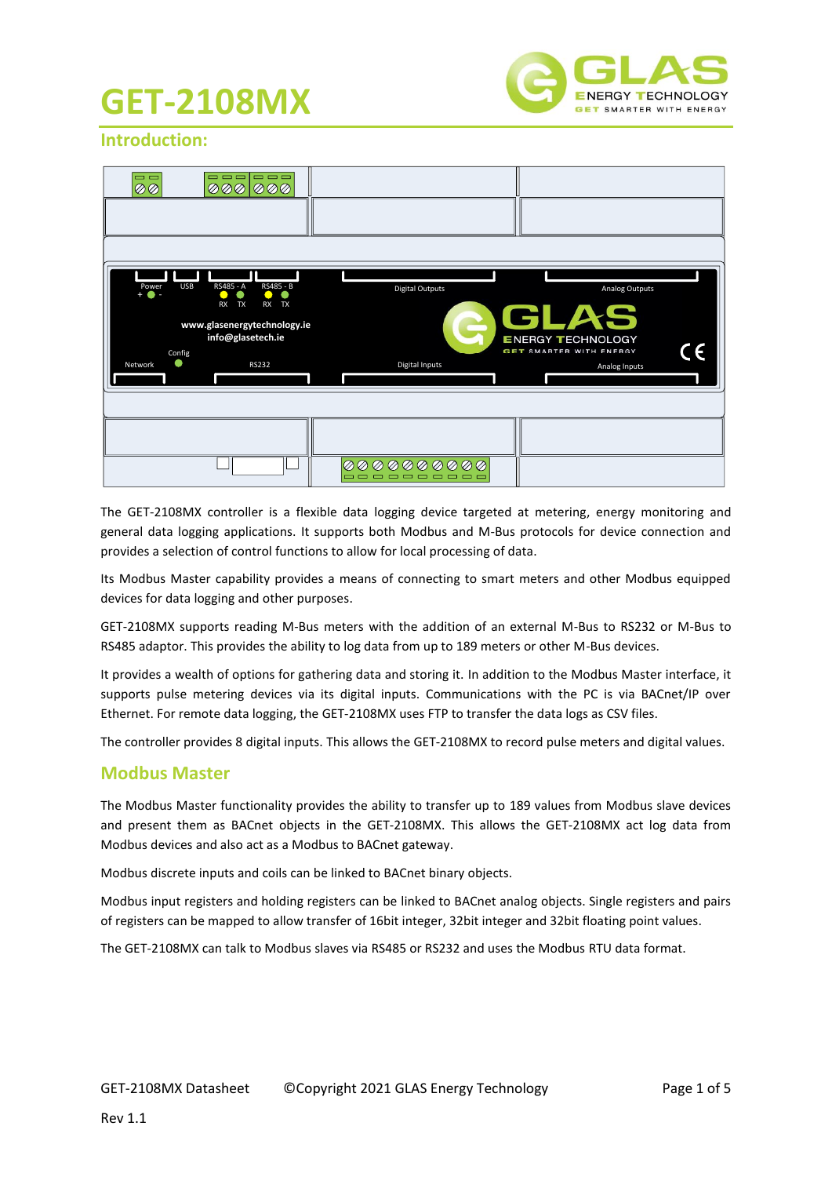# GET-2108MX

## Introduction:

The GET-2108MX controller is a flexible data logging device targeted at metering, energy monitoring and general data logging applications. It supports both Modbus and M-Bus protocols for device connection and provides a selection of control functions to allow for local processing of data.

Its Modbus Master capability provides a means of connecting to smart meters and other Modbus equipped devices for data logging and other purposes.

GET-2108MX supports reading M-Bus meters with the addition of an external M-Bus to RS232 or M-Bus to RS485 adaptor. This provides the ability to log data from up to 189 meters or other M-Bus devices.

It provides a wealth of options for gathering data and storing it. In addition to the Modbus Master interface, it supports pulse metering devices via its digital inputs. Communications with the PC is via BACnet/IP over Ethernet. For remote data logging, the GET-2108MX uses FTP to transfer the data logs as CSV files.

The controller provides 8 digital inputs. This allows the GET-2108MX to record pulse meters and digital values.

## Modbus Master

The Modbus Master functionality provides the ability to transfer up to 189 values from Modbus slave devices and present them as BACnet objects in the GET-2108MX. This allows the GET-2108MX act log data from Modbus devices and also act as a Modbus to BACnet gateway.

Modbus discrete inputs and coils can be linked to BACnet binary objects.

Modbus input registers and holding registers can be linked to BACnet analog objects. Single registers and pairs of registers can be mapped to allow transfer of 16bit integer, 32bit integer and 32bit floating point values.

The GET-2108MX can talk to Modbus slaves via RS485 or RS232 and uses the Modbus RTU data format.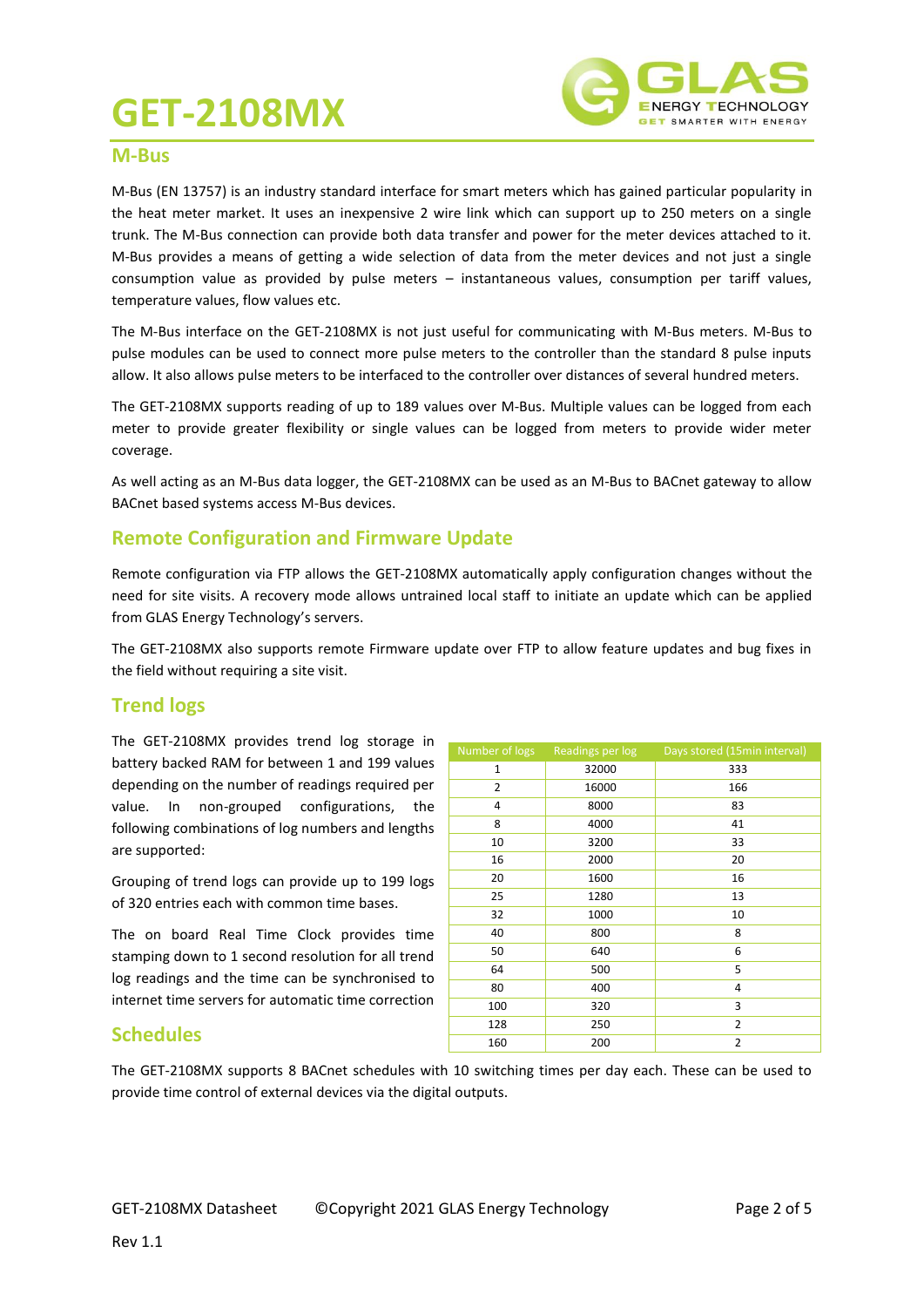# GET-2108MX

## M-Bus

M-Bus (EN 13757) is an industry standard interface for smart meters which has gained particular popularity in the heat meter market. It uses an inexpensive 2 wire link which can support up to 250 meters on a single trunk. The M-Bus connection can provide both data transfer and power for the meter devices attached to it. M-Bus provides a means of getting a wide selection of data from the meter devices and not just a single consumption value as provided by pulse meters – instantaneous values, consumption per tariff values, temperature values, flow values etc.

The M-Bus interface on the GET-2108MX is not just useful for communicating with M-Bus meters. M-Bus to pulse modules can be used to connect more pulse meters to the controller than the standard 8 pulse inputs allow. It also allows pulse meters to be interfaced to the controller over distances of several hundred meters.

The GET-2108MX supports reading of up to 189 values over M-Bus. Multiple values can be logged from each meter to provide greater flexibility or single values can be logged from meters to provide wider meter coverage.

As well acting as an M-Bus data logger, the GET-2108MX can be used as an M-Bus to BACnet gateway to allow BACnet based systems access M-Bus devices.

## Remote Configuration and Firmware Update

Remote configuration via FTP allows the GET-2108MX automatically apply configuration changes without the need for site visits. A recovery mode allows untrained local staff to initiate an update which can be applied from GLAS Energy Technology's servers.

The GET-2108MX also supports remote Firmware update over FTP to allow feature updates and bug fixes in the field without requiring a site visit.

## Trend logs

The GET-2108MX provides trend log storage in battery backed RAM for between 1 and 199 values depending on the number of readings required per value. In non-grouped configurations, the following combinations of log numbers and lengths are supported:

| Number of logs | Readings per log | Days stored (15min interval) |
|---|---|---|
| 1 | 32000 | 333 |
| 2 | 16000 | 166 |
| 4 | 8000 | 83 |
| 8 | 4000 | 41 |
| 10 | 3200 | 33 |
| 16 | 2000 | 20 |
| 20 | 1600 | 16 |
| 25 | 1280 | 13 |
| 32 | 1000 | 10 |
| 40 | 800 | 8 |
| 50 | 640 | 6 |
| 64 | 500 | 5 |
| 80 | 400 | 4 |
| 100 | 320 | 3 |
| 128 | 250 | 2 |
| 160 | 200 | 2 |

Grouping of trend logs can provide up to 199 logs of 320 entries each with common time bases.

The on board Real Time Clock provides time stamping down to 1 second resolution for all trend log readings and the time can be synchronised to internet time servers for automatic time correction

## Schedules

The GET-2108MX supports 8 BACnet schedules with 10 switching times per day each. These can be used to provide time control of external devices via the digital outputs.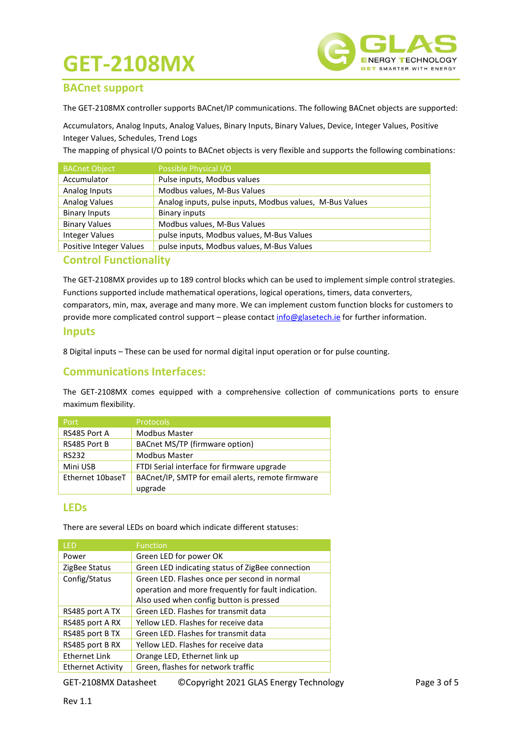# GET-2108MX

## BACnet support

The GET-2108MX controller supports BACnet/IP communications. The following BACnet objects are supported:

Accumulators, Analog Inputs, Analog Values, Binary Inputs, Binary Values, Device, Integer Values, Positive Integer Values, Schedules, Trend Logs

The mapping of physical I/O points to BACnet objects is very flexible and supports the following combinations:

| BACnet Object | Possible Physical I/O |
|---|---|
| Accumulator | Pulse inputs, Modbus values |
| Analog Inputs | Modbus values, M-Bus Values |
| Analog Values | Analog inputs, pulse inputs, Modbus values, M-Bus Values |
| Binary Inputs | Binary inputs |
| Binary Values | Modbus values, M-Bus Values |
| Integer Values | pulse inputs, Modbus values, M-Bus Values |
| Positive Integer Values | pulse inputs, Modbus values, M-Bus Values |

## Control Functionality

The GET-2108MX provides up to 189 control blocks which can be used to implement simple control strategies. Functions supported include mathematical operations, logical operations, timers, data converters, comparators, min, max, average and many more. We can implement custom function blocks for customers to provide more complicated control support – please contact info@glasetech.ie for further information.

## Inputs

8 Digital inputs – These can be used for normal digital input operation or for pulse counting.

## Communications Interfaces:

The GET-2108MX comes equipped with a comprehensive collection of communications ports to ensure maximum flexibility.

| Port | Protocols |
|---|---|
| RS485 Port A | Modbus Master |
| RS485 Port B | BACnet MS/TP (firmware option) |
| RS232 | Modbus Master |
| Mini USB | FTDI Serial interface for firmware upgrade |
| Ethernet 10baseT | BACnet/IP, SMTP for email alerts, remote firmware upgrade |

## LEDs

There are several LEDs on board which indicate different statuses:

| LED | Function |
|---|---|
| Power | Green LED for power OK |
| ZigBee Status | Green LED indicating status of ZigBee connection |
| Config/Status | Green LED. Flashes once per second in normal operation and more frequently for fault indication. Also used when config button is pressed |
| RS485 port A TX | Green LED. Flashes for transmit data |
| RS485 port A RX | Yellow LED. Flashes for receive data |
| RS485 port B TX | Green LED. Flashes for transmit data |
| RS485 port B RX | Yellow LED. Flashes for receive data |
| Ethernet Link | Orange LED, Ethernet link up |
| Ethernet Activity | Green, flashes for network traffic |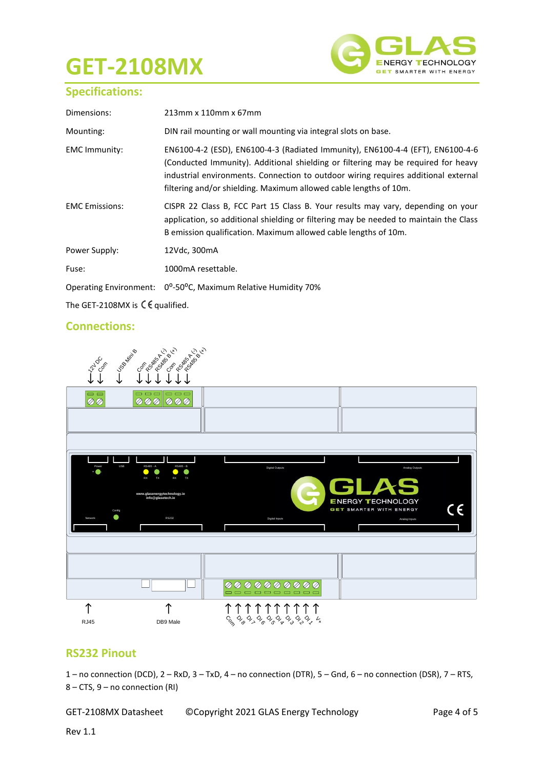# GET-2108MX

## Specifications:

| | |
|---|---|
| Dimensions: | 213mm x 110mm x 67mm |
| Mounting: | DIN rail mounting or wall mounting via integral slots on base. |
| EMC Immunity: | EN6100-4-2 (ESD), EN6100-4-3 (Radiated Immunity), EN6100-4-4 (EFT), EN6100-4-6 (Conducted Immunity). Additional shielding or filtering may be required for heavy industrial environments. Connection to outdoor wiring requires additional external filtering and/or shielding. Maximum allowed cable lengths of 10m. |
| EMC Emissions: | CISPR 22 Class B, FCC Part 15 Class B. Your results may vary, depending on your application, so additional shielding or filtering may be needed to maintain the Class B emission qualification. Maximum allowed cable lengths of 10m. |
| Power Supply: | 12Vdc, 300mA |
| Fuse: | 1000mA resettable. |
| Operating Environment: | $0^{o}$-$50^{o}$C, Maximum Relative Humidity 70% |

The GET-2108MX is CE qualified.

## Connections:

12V DC, Com, USB Mini B, Com, RS485 A (-), RS485 B (+), Com, RS485 A (-), RS485 B (+)

RJ45, DB9 Male, Com, DI 8, DI 7, DI 6, DI 5, DI 4, DI 3, DI 2, DI 1, V+

## RS232 Pinout

1 – no connection (DCD), 2 – RxD, 3 – TxD, 4 – no connection (DTR), 5 – Gnd, 6 – no connection (DSR), 7 – RTS, 8 – CTS, 9 – no connection (RI)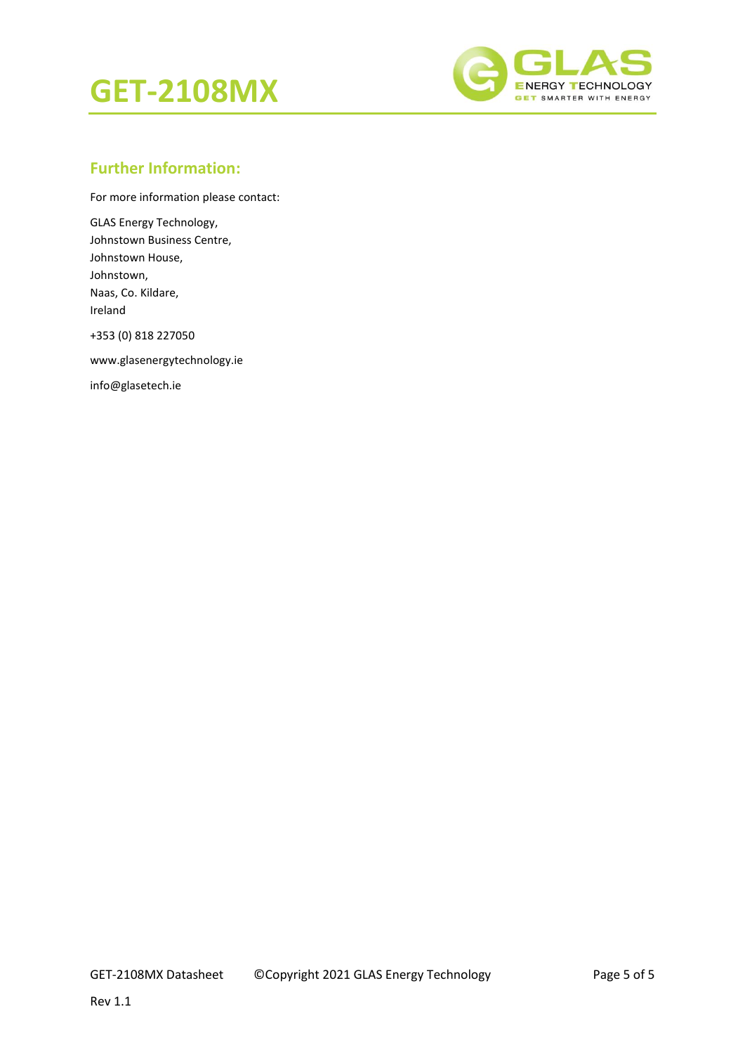## Further Information:

For more information please contact:

GLAS Energy Technology,
Johnstown Business Centre,
Johnstown House,
Johnstown,
Naas, Co. Kildare,
Ireland

+353 (0) 818 227050

www.glasenergytechnology.ie

info@glasetech.ie